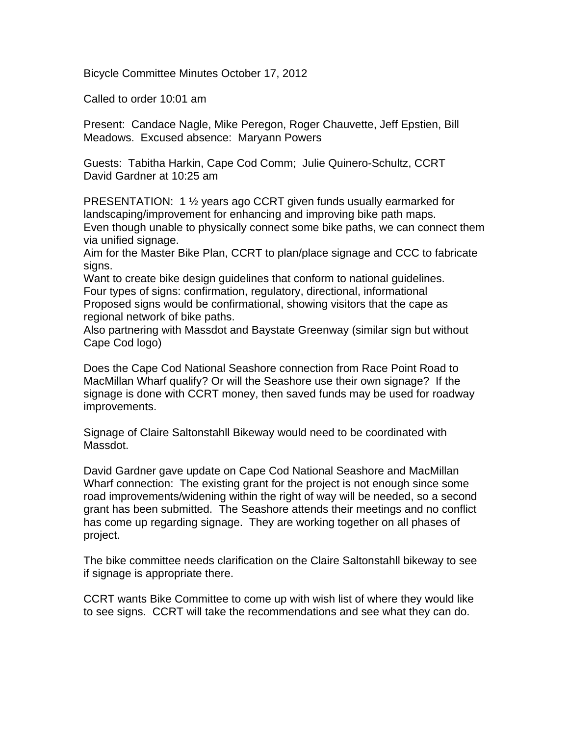Bicycle Committee Minutes October 17, 2012

Called to order 10:01 am

Present: Candace Nagle, Mike Peregon, Roger Chauvette, Jeff Epstien, Bill Meadows. Excused absence: Maryann Powers

Guests: Tabitha Harkin, Cape Cod Comm; Julie Quinero-Schultz, CCRT
David Gardner at 10:25 am

PRESENTATION: 1 ½ years ago CCRT given funds usually earmarked for landscaping/improvement for enhancing and improving bike path maps.
Even though unable to physically connect some bike paths, we can connect them via unified signage.
Aim for the Master Bike Plan, CCRT to plan/place signage and CCC to fabricate signs.
Want to create bike design guidelines that conform to national guidelines.
Four types of signs: confirmation, regulatory, directional, informational
Proposed signs would be confirmational, showing visitors that the cape as regional network of bike paths.
Also partnering with Massdot and Baystate Greenway (similar sign but without Cape Cod logo)

Does the Cape Cod National Seashore connection from Race Point Road to MacMillan Wharf qualify? Or will the Seashore use their own signage? If the signage is done with CCRT money, then saved funds may be used for roadway improvements.

Signage of Claire Saltonstahll Bikeway would need to be coordinated with Massdot.

David Gardner gave update on Cape Cod National Seashore and MacMillan Wharf connection: The existing grant for the project is not enough since some road improvements/widening within the right of way will be needed, so a second grant has been submitted. The Seashore attends their meetings and no conflict has come up regarding signage. They are working together on all phases of project.

The bike committee needs clarification on the Claire Saltonstahll bikeway to see if signage is appropriate there.

CCRT wants Bike Committee to come up with wish list of where they would like to see signs. CCRT will take the recommendations and see what they can do.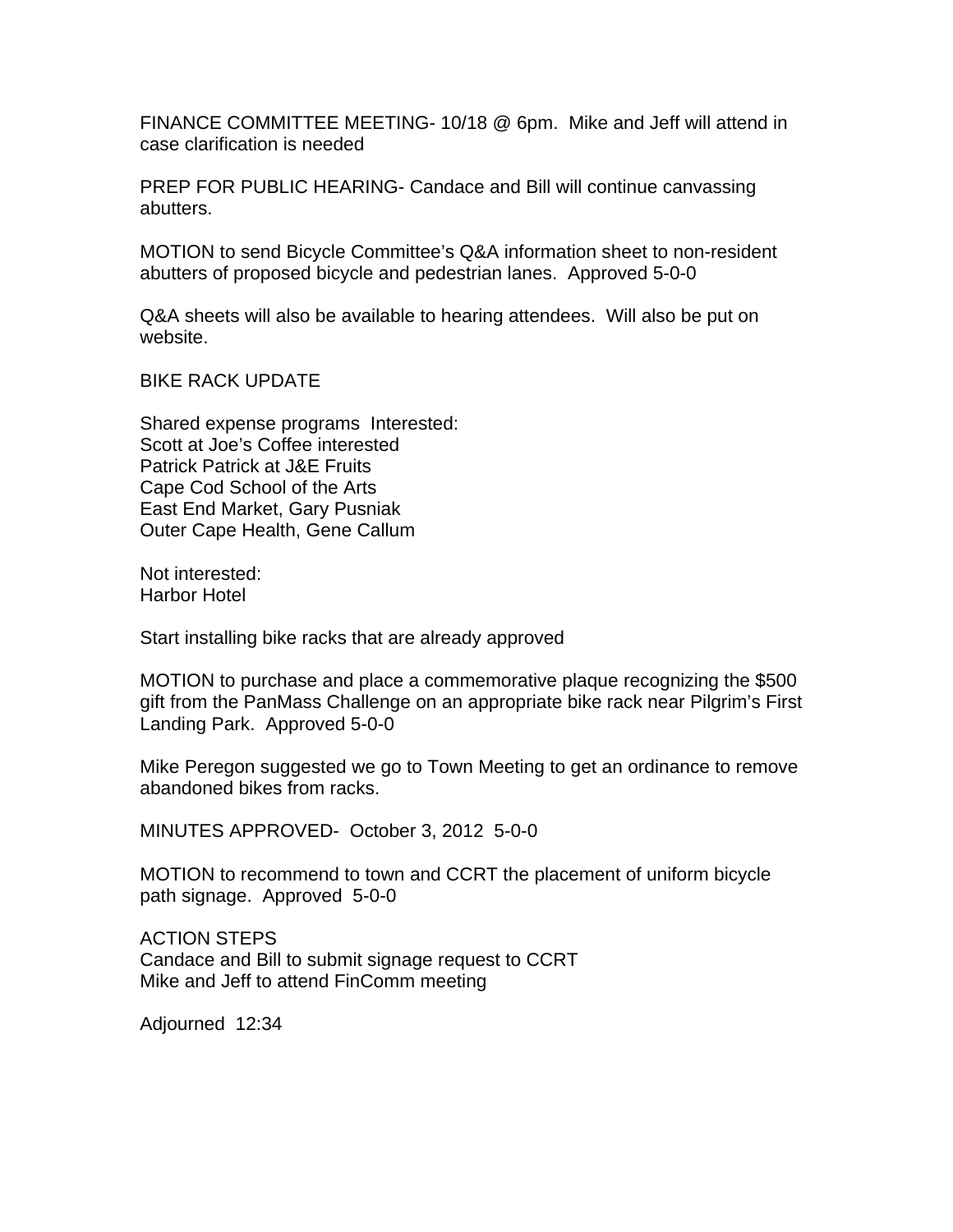FINANCE COMMITTEE MEETING- 10/18 @ 6pm. Mike and Jeff will attend in case clarification is needed

PREP FOR PUBLIC HEARING- Candace and Bill will continue canvassing abutters.

MOTION to send Bicycle Committee's Q&A information sheet to non-resident abutters of proposed bicycle and pedestrian lanes. Approved 5-0-0

Q&A sheets will also be available to hearing attendees. Will also be put on website.

BIKE RACK UPDATE

Shared expense programs Interested:
Scott at Joe's Coffee interested
Patrick Patrick at J&E Fruits
Cape Cod School of the Arts
East End Market, Gary Pusniak
Outer Cape Health, Gene Callum

Not interested:
Harbor Hotel

Start installing bike racks that are already approved

MOTION to purchase and place a commemorative plaque recognizing the $500 gift from the PanMass Challenge on an appropriate bike rack near Pilgrim's First Landing Park. Approved 5-0-0

Mike Peregon suggested we go to Town Meeting to get an ordinance to remove abandoned bikes from racks.

MINUTES APPROVED- October 3, 2012 5-0-0

MOTION to recommend to town and CCRT the placement of uniform bicycle path signage. Approved 5-0-0

ACTION STEPS
Candace and Bill to submit signage request to CCRT
Mike and Jeff to attend FinComm meeting

Adjourned 12:34